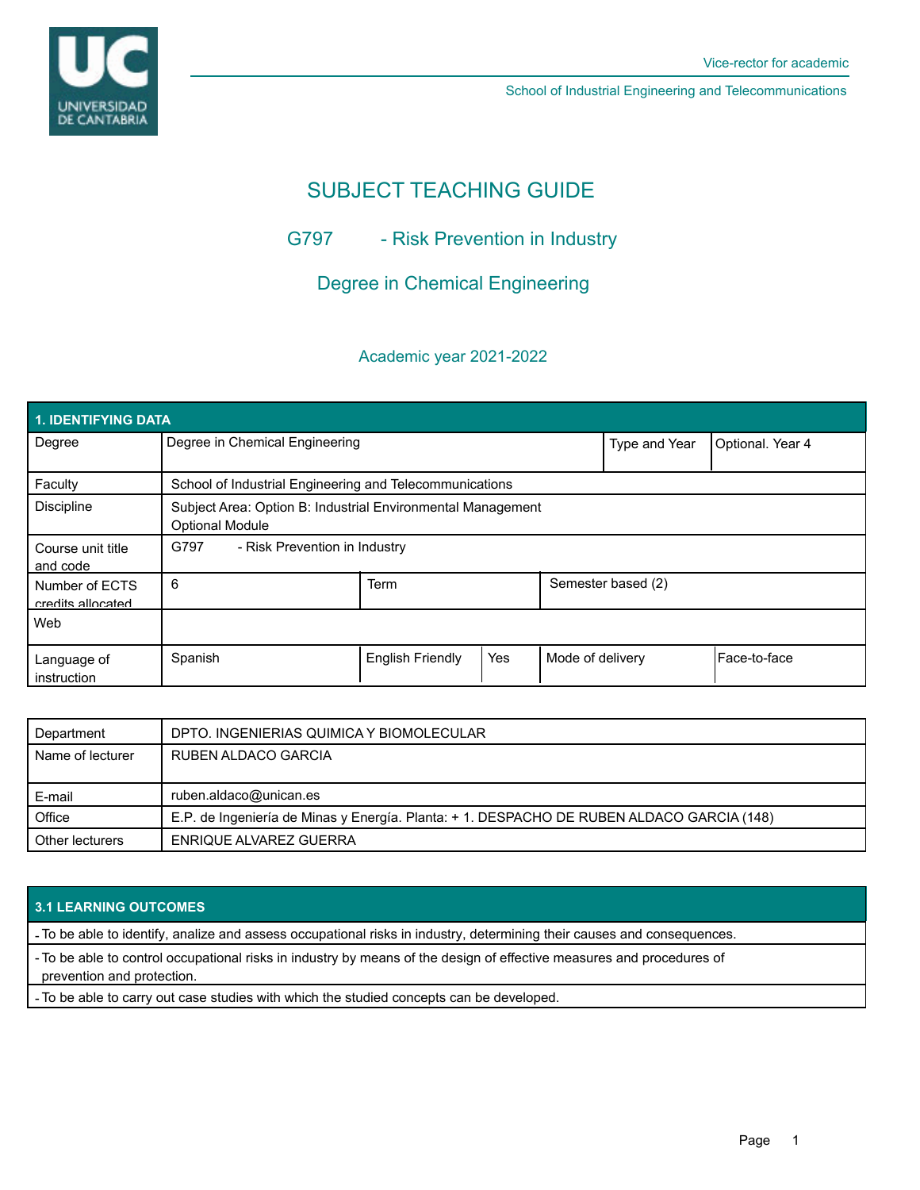Vice-rector for academic

School of Industrial Engineering and Telecommunications

# SUBJECT TEACHING GUIDE

## G797 - Risk Prevention in Industry

## Degree in Chemical Engineering

Academic year 2021-2022

| 1. IDENTIFYING DATA | | | | | |
|---|---|---|---|---|---|
| Degree | Degree in Chemical Engineering | | | Type and Year | Optional. Year 4 |
| Faculty | School of Industrial Engineering and Telecommunications | | | | |
| Discipline | Subject Area: Option B: Industrial Environmental Management<br>Optional Module | | | | |
| Course unit title and code | G797 - Risk Prevention in Industry | | | | |
| Number of ECTS credits allocated | 6 | Term | | Semester based (2) | |
| Web | | | | | |
| Language of instruction | Spanish | English Friendly | Yes | Mode of delivery | Face-to-face |

| | |
|---|---|
| Department | DPTO. INGENIERIAS QUIMICA Y BIOMOLECULAR |
| Name of lecturer | RUBEN ALDACO GARCIA |
| E-mail | ruben.aldaco@unican.es |
| Office | E.P. de Ingeniería de Minas y Energía. Planta: + 1. DESPACHO DE RUBEN ALDACO GARCIA (148) |
| Other lecturers | ENRIQUE ALVAREZ GUERRA |

| 3.1 LEARNING OUTCOMES |
|---|
| - To be able to identify, analize and assess occupational risks in industry, determining their causes and consequences. |
| - To be able to control occupational risks in industry by means of the design of effective measures and procedures of prevention and protection. |
| - To be able to carry out case studies with which the studied concepts can be developed. |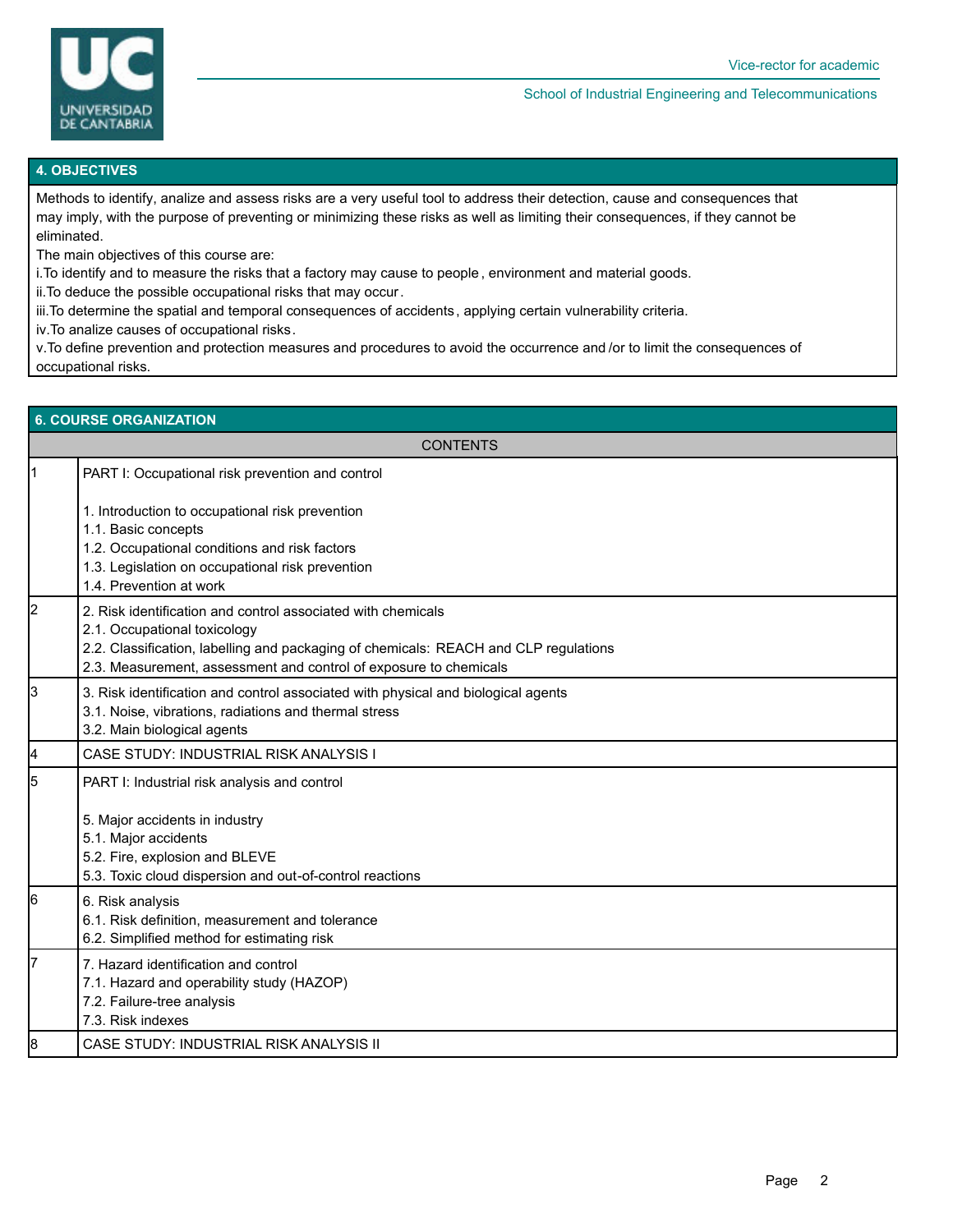## 4. OBJECTIVES

Methods to identify, analize and assess risks are a very useful tool to address their detection, cause and consequences that may imply, with the purpose of preventing or minimizing these risks as well as limiting their consequences, if they cannot be eliminated.

The main objectives of this course are:

i.To identify and to measure the risks that a factory may cause to people , environment and material goods.

ii.To deduce the possible occupational risks that may occur .

iii.To determine the spatial and temporal consequences of accidents , applying certain vulnerability criteria.

iv.To analize causes of occupational risks .

v.To define prevention and protection measures and procedures to avoid the occurrence and /or to limit the consequences of occupational risks.

## 6. COURSE ORGANIZATION

| | CONTENTS |
|---|---|
| 1 | PART I: Occupational risk prevention and control<br><br>1. Introduction to occupational risk prevention<br>1.1. Basic concepts<br>1.2. Occupational conditions and risk factors<br>1.3. Legislation on occupational risk prevention<br>1.4. Prevention at work |
| 2 | 2. Risk identification and control associated with chemicals<br>2.1. Occupational toxicology<br>2.2. Classification, labelling and packaging of chemicals: REACH and CLP regulations<br>2.3. Measurement, assessment and control of exposure to chemicals |
| 3 | 3. Risk identification and control associated with physical and biological agents<br>3.1. Noise, vibrations, radiations and thermal stress<br>3.2. Main biological agents |
| 4 | CASE STUDY: INDUSTRIAL RISK ANALYSIS I |
| 5 | PART I: Industrial risk analysis and control<br><br>5. Major accidents in industry<br>5.1. Major accidents<br>5.2. Fire, explosion and BLEVE<br>5.3. Toxic cloud dispersion and out-of-control reactions |
| 6 | 6. Risk analysis<br>6.1. Risk definition, measurement and tolerance<br>6.2. Simplified method for estimating risk |
| 7 | 7. Hazard identification and control<br>7.1. Hazard and operability study (HAZOP)<br>7.2. Failure-tree analysis<br>7.3. Risk indexes |
| 8 | CASE STUDY: INDUSTRIAL RISK ANALYSIS II |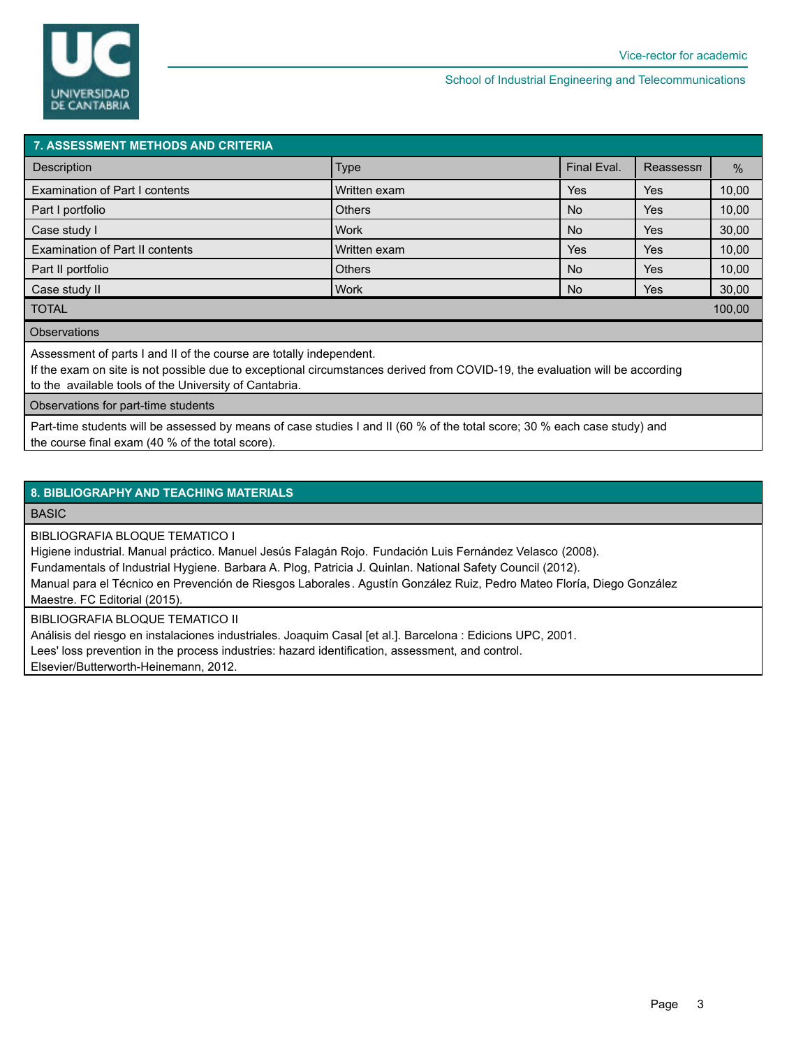## 7. ASSESSMENT METHODS AND CRITERIA

| Description | Type | Final Eval. | Reassessn | % |
|---|---|---|---|---|
| Examination of Part I contents | Written exam | Yes | Yes | 10,00 |
| Part I portfolio | Others | No | Yes | 10,00 |
| Case study I | Work | No | Yes | 30,00 |
| Examination of Part II contents | Written exam | Yes | Yes | 10,00 |
| Part II portfolio | Others | No | Yes | 10,00 |
| Case study II | Work | No | Yes | 30,00 |
| TOTAL | | | | 100,00 |

**Observations**

Assessment of parts I and II of the course are totally independent.
If the exam on site is not possible due to exceptional circumstances derived from COVID-19, the evaluation will be according to the available tools of the University of Cantabria.

**Observations for part-time students**

Part-time students will be assessed by means of case studies I and II (60 % of the total score; 30 % each case study) and the course final exam (40 % of the total score).

## 8. BIBLIOGRAPHY AND TEACHING MATERIALS

**BASIC**

BIBLIOGRAFIA BLOQUE TEMATICO I
Higiene industrial. Manual práctico. Manuel Jesús Falagán Rojo. Fundación Luis Fernández Velasco (2008).
Fundamentals of Industrial Hygiene. Barbara A. Plog, Patricia J. Quinlan. National Safety Council (2012).
Manual para el Técnico en Prevención de Riesgos Laborales. Agustín González Ruiz, Pedro Mateo Floría, Diego González Maestre. FC Editorial (2015).

BIBLIOGRAFIA BLOQUE TEMATICO II
Análisis del riesgo en instalaciones industriales. Joaquim Casal [et al.]. Barcelona : Edicions UPC, 2001.
Lees' loss prevention in the process industries: hazard identification, assessment, and control. Elsevier/Butterworth-Heinemann, 2012.